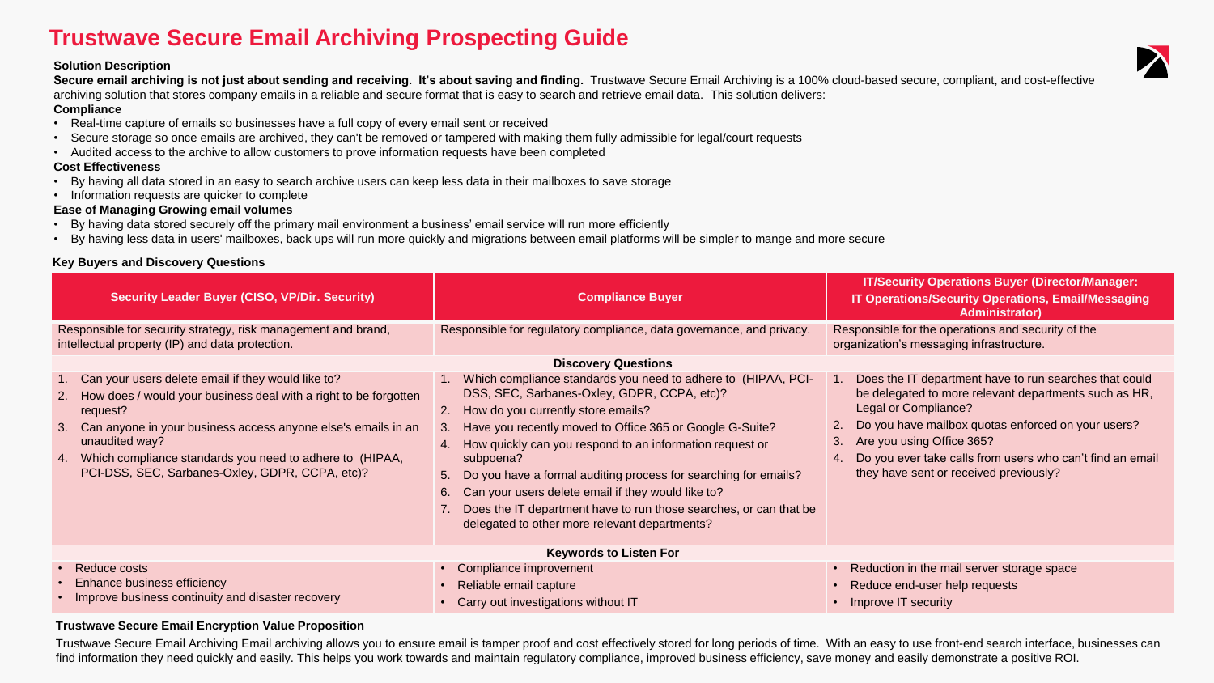# Trustwave Secure Email Archiving Prospecting Guide

**Solution Description**

**Secure email archiving is not just about sending and receiving. It's about saving and finding.** Trustwave Secure Email Archiving is a 100% cloud-based secure, compliant, and cost-effective archiving solution that stores company emails in a reliable and secure format that is easy to search and retrieve email data. This solution delivers:

**Compliance**

- Real-time capture of emails so businesses have a full copy of every email sent or received
- Secure storage so once emails are archived, they can't be removed or tampered with making them fully admissible for legal/court requests
- Audited access to the archive to allow customers to prove information requests have been completed

**Cost Effectiveness**

- By having all data stored in an easy to search archive users can keep less data in their mailboxes to save storage
- Information requests are quicker to complete

**Ease of Managing Growing email volumes**

- By having data stored securely off the primary mail environment a business' email service will run more efficiently
- By having less data in users' mailboxes, back ups will run more quickly and migrations between email platforms will be simpler to mange and more secure

**Key Buyers and Discovery Questions**

| Security Leader Buyer (CISO, VP/Dir. Security) | Compliance Buyer | IT/Security Operations Buyer (Director/Manager: IT Operations/Security Operations, Email/Messaging Administrator) |
|---|---|---|
| Responsible for security strategy, risk management and brand, intellectual property (IP) and data protection. | Responsible for regulatory compliance, data governance, and privacy. | Responsible for the operations and security of the organization's messaging infrastructure. |
| **Discovery Questions** | | |
| 1. Can your users delete email if they would like to?<br>2. How does / would your business deal with a right to be forgotten request?<br>3. Can anyone in your business access anyone else's emails in an unaudited way?<br>4. Which compliance standards you need to adhere to (HIPAA, PCI-DSS, SEC, Sarbanes-Oxley, GDPR, CCPA, etc)? | 1. Which compliance standards you need to adhere to (HIPAA, PCI-DSS, SEC, Sarbanes-Oxley, GDPR, CCPA, etc)?<br>2. How do you currently store emails?<br>3. Have you recently moved to Office 365 or Google G-Suite?<br>4. How quickly can you respond to an information request or subpoena?<br>5. Do you have a formal auditing process for searching for emails?<br>6. Can your users delete email if they would like to?<br>7. Does the IT department have to run those searches, or can that be delegated to other more relevant departments? | 1. Does the IT department have to run searches that could be delegated to more relevant departments such as HR, Legal or Compliance?<br>2. Do you have mailbox quotas enforced on your users?<br>3. Are you using Office 365?<br>4. Do you ever take calls from users who can't find an email they have sent or received previously? |
| **Keywords to Listen For** | | |
| • Reduce costs<br>• Enhance business efficiency<br>• Improve business continuity and disaster recovery | • Compliance improvement<br>• Reliable email capture<br>• Carry out investigations without IT | • Reduction in the mail server storage space<br>• Reduce end-user help requests<br>• Improve IT security |

**Trustwave Secure Email Encryption Value Proposition**

Trustwave Secure Email Archiving Email archiving allows you to ensure email is tamper proof and cost effectively stored for long periods of time. With an easy to use front-end search interface, businesses can find information they need quickly and easily. This helps you work towards and maintain regulatory compliance, improved business efficiency, save money and easily demonstrate a positive ROI.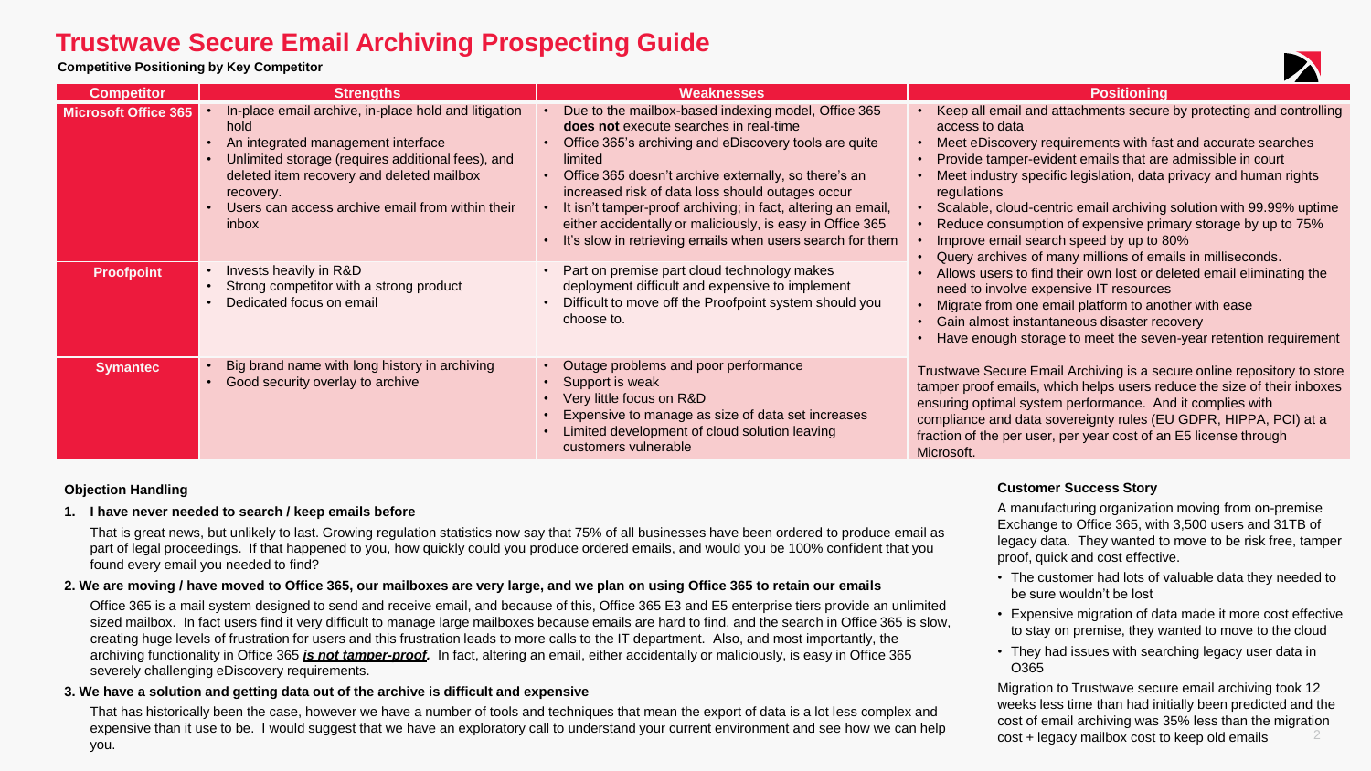# Trustwave Secure Email Archiving Prospecting Guide

**Competitive Positioning by Key Competitor**

| Competitor | Strengths | Weaknesses | Positioning |
|---|---|---|---|
| **Microsoft Office 365** | • In-place email archive, in-place hold and litigation hold<br>• An integrated management interface<br>• Unlimited storage (requires additional fees), and deleted item recovery and deleted mailbox recovery.<br>• Users can access archive email from within their inbox | • Due to the mailbox-based indexing model, Office 365 **does not** execute searches in real-time<br>• Office 365's archiving and eDiscovery tools are quite limited<br>• Office 365 doesn't archive externally, so there's an increased risk of data loss should outages occur<br>• It isn't tamper-proof archiving; in fact, altering an email, either accidentally or maliciously, is easy in Office 365<br>• It's slow in retrieving emails when users search for them | • Keep all email and attachments secure by protecting and controlling access to data<br>• Meet eDiscovery requirements with fast and accurate searches<br>• Provide tamper-evident emails that are admissible in court<br>• Meet industry specific legislation, data privacy and human rights regulations<br>• Scalable, cloud-centric email archiving solution with 99.99% uptime<br>• Reduce consumption of expensive primary storage by up to 75%<br>• Improve email search speed by up to 80%<br>• Query archives of many millions of emails in milliseconds.<br>• Allows users to find their own lost or deleted email eliminating the need to involve expensive IT resources<br>• Migrate from one email platform to another with ease<br>• Gain almost instantaneous disaster recovery<br>• Have enough storage to meet the seven-year retention requirement<br><br>Trustwave Secure Email Archiving is a secure online repository to store tamper proof emails, which helps users reduce the size of their inboxes ensuring optimal system performance. And it complies with compliance and data sovereignty rules (EU GDPR, HIPPA, PCI) at a fraction of the per user, per year cost of an E5 license through Microsoft. |
| **Proofpoint** | • Invests heavily in R&D<br>• Strong competitor with a strong product<br>• Dedicated focus on email | • Part on premise part cloud technology makes deployment difficult and expensive to implement<br>• Difficult to move off the Proofpoint system should you choose to. | |
| **Symantec** | • Big brand name with long history in archiving<br>• Good security overlay to archive | • Outage problems and poor performance<br>• Support is weak<br>• Very little focus on R&D<br>• Expensive to manage as size of data set increases<br>• Limited development of cloud solution leaving customers vulnerable | |

## Objection Handling

**1. I have never needed to search / keep emails before**

That is great news, but unlikely to last. Growing regulation statistics now say that 75% of all businesses have been ordered to produce email as part of legal proceedings. If that happened to you, how quickly could you produce ordered emails, and would you be 100% confident that you found every email you needed to find?

**2. We are moving / have moved to Office 365, our mailboxes are very large, and we plan on using Office 365 to retain our emails**

Office 365 is a mail system designed to send and receive email, and because of this, Office 365 E3 and E5 enterprise tiers provide an unlimited sized mailbox. In fact users find it very difficult to manage large mailboxes because emails are hard to find, and the search in Office 365 is slow, creating huge levels of frustration for users and this frustration leads to more calls to the IT department. Also, and most importantly, the archiving functionality in Office 365 ***is not tamper-proof.*** In fact, altering an email, either accidentally or maliciously, is easy in Office 365 severely challenging eDiscovery requirements.

**3. We have a solution and getting data out of the archive is difficult and expensive**

That has historically been the case, however we have a number of tools and techniques that mean the export of data is a lot less complex and expensive than it use to be. I would suggest that we have an exploratory call to understand your current environment and see how we can help you.

## Customer Success Story

A manufacturing organization moving from on-premise Exchange to Office 365, with 3,500 users and 31TB of legacy data. They wanted to move to be risk free, tamper proof, quick and cost effective.

- The customer had lots of valuable data they needed to be sure wouldn't be lost
- Expensive migration of data made it more cost effective to stay on premise, they wanted to move to the cloud
- They had issues with searching legacy user data in O365

Migration to Trustwave secure email archiving took 12 weeks less time than had initially been predicted and the cost of email archiving was 35% less than the migration cost + legacy mailbox cost to keep old emails